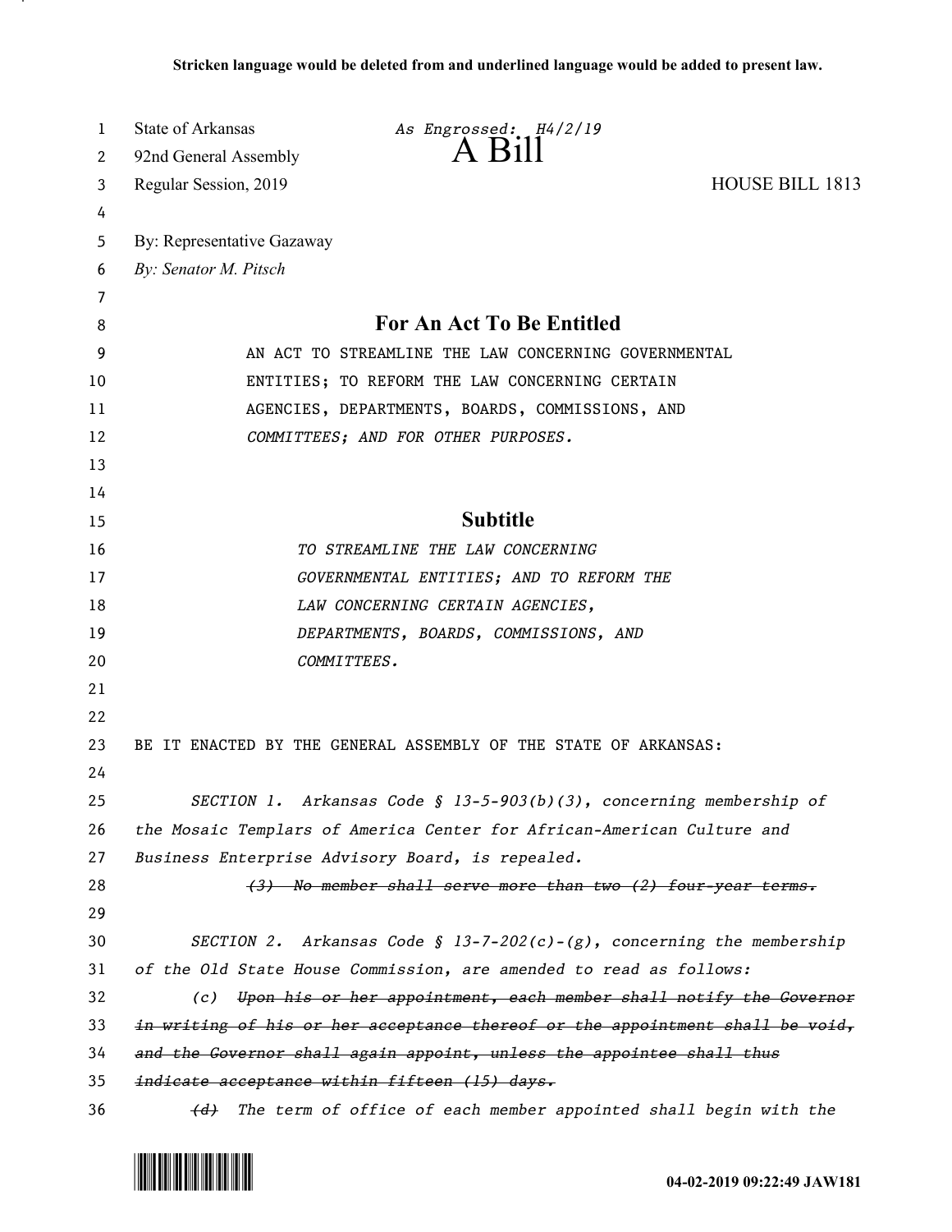Stricken language would be deleted from and underlined language would be added to present law.

State of Arkansas — *As Engrossed: H4/2/19*

92nd General Assembly

# A Bill

Regular Session, 2019 — HOUSE BILL 1813

By: Representative Gazaway

*By: Senator M. Pitsch*

## For An Act To Be Entitled

AN ACT TO STREAMLINE THE LAW CONCERNING GOVERNMENTAL ENTITIES; TO REFORM THE LAW CONCERNING CERTAIN AGENCIES, DEPARTMENTS, BOARDS, COMMISSIONS, AND *COMMITTEES; AND FOR OTHER PURPOSES.*

## Subtitle

*TO STREAMLINE THE LAW CONCERNING GOVERNMENTAL ENTITIES; AND TO REFORM THE LAW CONCERNING CERTAIN AGENCIES, DEPARTMENTS, BOARDS, COMMISSIONS, AND COMMITTEES.*

BE IT ENACTED BY THE GENERAL ASSEMBLY OF THE STATE OF ARKANSAS:

*SECTION 1. Arkansas Code § 13-5-903(b)(3), concerning membership of the Mosaic Templars of America Center for African-American Culture and Business Enterprise Advisory Board, is repealed.*

~~*(3) No member shall serve more than two (2) four-year terms.*~~

*SECTION 2. Arkansas Code § 13-7-202(c)-(g), concerning the membership of the Old State House Commission, are amended to read as follows:*

*(c)* ~~*Upon his or her appointment, each member shall notify the Governor in writing of his or her acceptance thereof or the appointment shall be void, and the Governor shall again appoint, unless the appointee shall thus indicate acceptance within fifteen (15) days.*~~

~~*(d)*~~ *The term of office of each member appointed shall begin with the*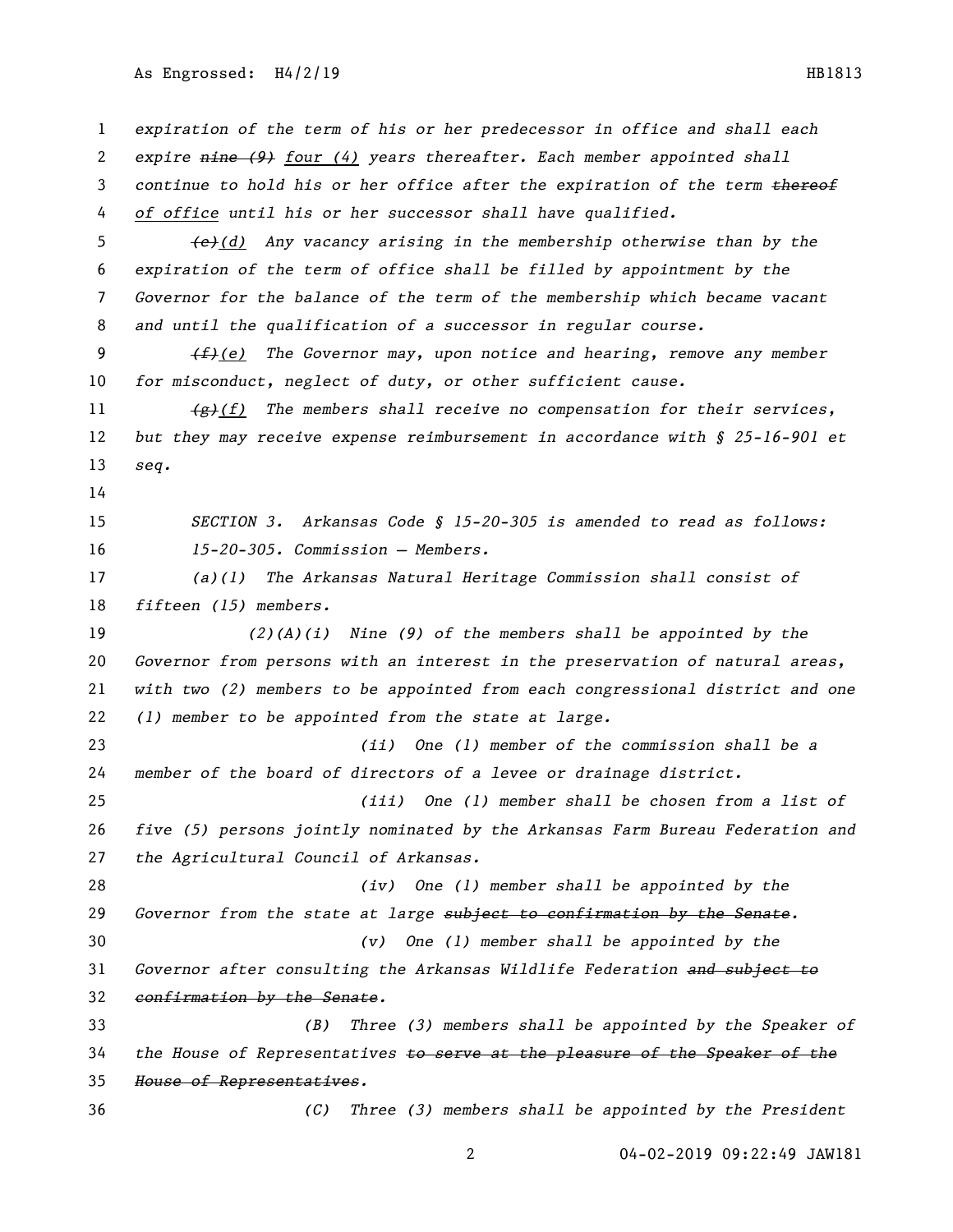expiration of the term of his or her predecessor in office and shall each expire ~~nine (9)~~ four (4) years thereafter. Each member appointed shall continue to hold his or her office after the expiration of the term ~~thereof~~ of office until his or her successor shall have qualified.

~~(e)~~(d) Any vacancy arising in the membership otherwise than by the expiration of the term of office shall be filled by appointment by the Governor for the balance of the term of the membership which became vacant and until the qualification of a successor in regular course.

~~(f)~~(e) The Governor may, upon notice and hearing, remove any member for misconduct, neglect of duty, or other sufficient cause.

~~(g)~~(f) The members shall receive no compensation for their services, but they may receive expense reimbursement in accordance with § 25-16-901 et seq.

SECTION 3. Arkansas Code § 15-20-305 is amended to read as follows:

15-20-305. Commission — Members.

(a)(1) The Arkansas Natural Heritage Commission shall consist of fifteen (15) members.

(2)(A)(i) Nine (9) of the members shall be appointed by the Governor from persons with an interest in the preservation of natural areas, with two (2) members to be appointed from each congressional district and one (1) member to be appointed from the state at large.

(ii) One (1) member of the commission shall be a member of the board of directors of a levee or drainage district.

(iii) One (1) member shall be chosen from a list of five (5) persons jointly nominated by the Arkansas Farm Bureau Federation and the Agricultural Council of Arkansas.

(iv) One (1) member shall be appointed by the Governor from the state at large ~~subject to confirmation by the Senate~~.

(v) One (1) member shall be appointed by the Governor after consulting the Arkansas Wildlife Federation ~~and subject to confirmation by the Senate~~.

(B) Three (3) members shall be appointed by the Speaker of the House of Representatives ~~to serve at the pleasure of the Speaker of the House of Representatives~~.

(C) Three (3) members shall be appointed by the President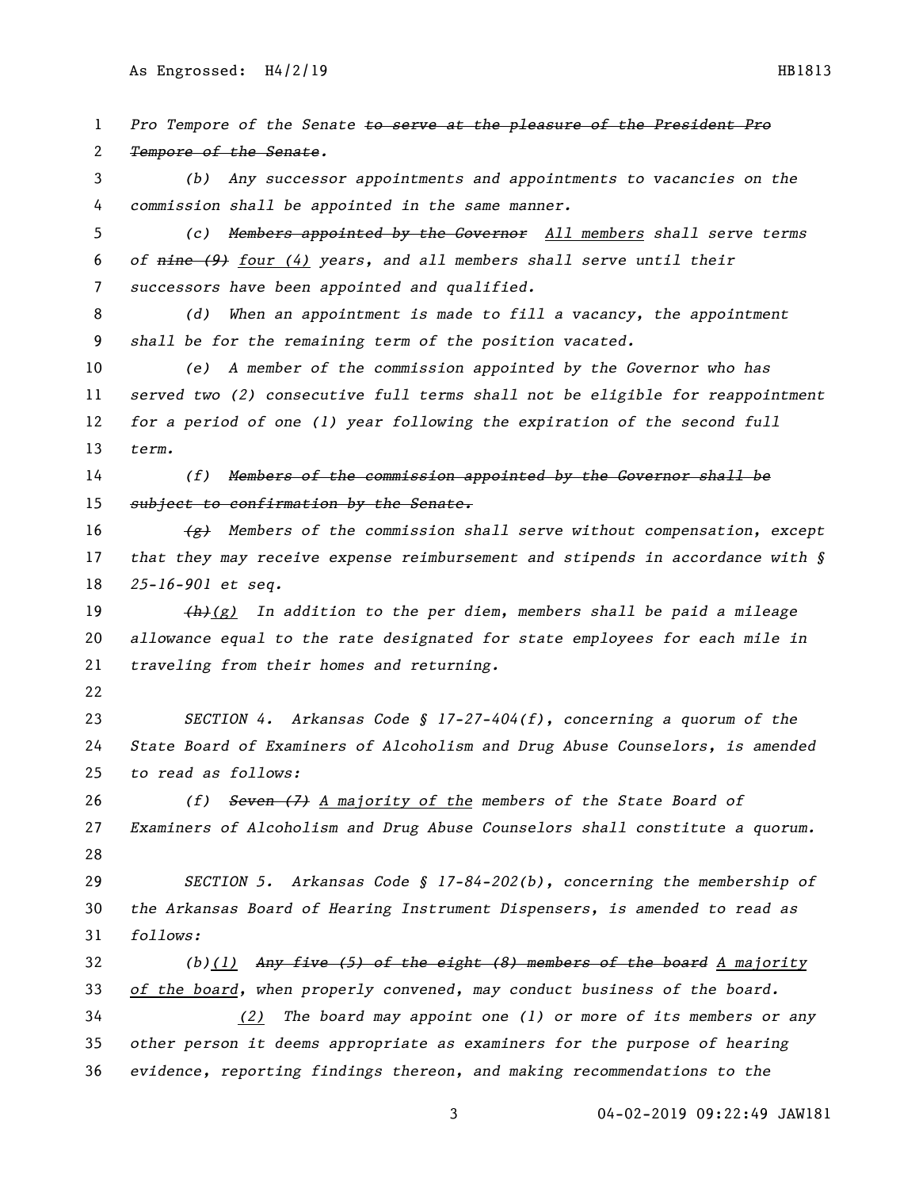Pro Tempore of the Senate ~~to serve at the pleasure of the President Pro Tempore of the Senate.~~

(b) Any successor appointments and appointments to vacancies on the commission shall be appointed in the same manner.

(c) ~~Members appointed by the Governor~~ <u>All members</u> shall serve terms of ~~nine (9)~~ <u>four (4)</u> years, and all members shall serve until their successors have been appointed and qualified.

(d) When an appointment is made to fill a vacancy, the appointment shall be for the remaining term of the position vacated.

(e) A member of the commission appointed by the Governor who has served two (2) consecutive full terms shall not be eligible for reappointment for a period of one (1) year following the expiration of the second full term.

(f) ~~Members of the commission appointed by the Governor shall be subject to confirmation by the Senate.~~

~~(g)~~ Members of the commission shall serve without compensation, except that they may receive expense reimbursement and stipends in accordance with § 25-16-901 et seq.

~~(h)~~<u>(g)</u> In addition to the per diem, members shall be paid a mileage allowance equal to the rate designated for state employees for each mile in traveling from their homes and returning.

SECTION 4. Arkansas Code § 17-27-404(f), concerning a quorum of the State Board of Examiners of Alcoholism and Drug Abuse Counselors, is amended to read as follows:

(f) ~~Seven (7)~~ <u>A majority of the</u> members of the State Board of Examiners of Alcoholism and Drug Abuse Counselors shall constitute a quorum.

SECTION 5. Arkansas Code § 17-84-202(b), concerning the membership of the Arkansas Board of Hearing Instrument Dispensers, is amended to read as follows:

(b)<u>(1)</u> ~~Any five (5) of the eight (8) members of the board~~ <u>A majority of the board</u>, when properly convened, may conduct business of the board.

<u>(2)</u> The board may appoint one (1) or more of its members or any other person it deems appropriate as examiners for the purpose of hearing evidence, reporting findings thereon, and making recommendations to the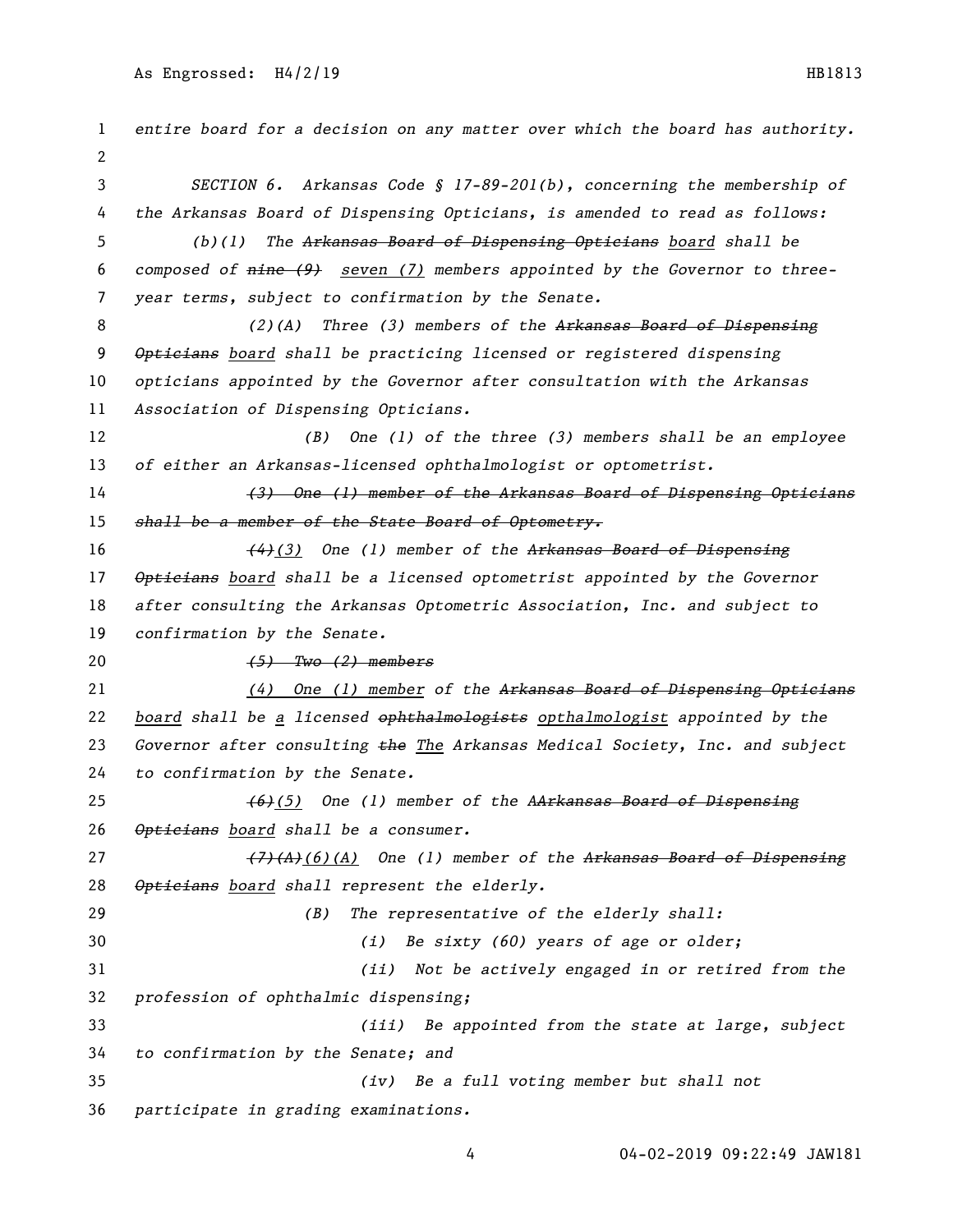entire board for a decision on any matter over which the board has authority.

SECTION 6. Arkansas Code § 17-89-201(b), concerning the membership of the Arkansas Board of Dispensing Opticians, is amended to read as follows:

(b)(1) The ~~Arkansas Board of Dispensing Opticians~~ board shall be composed of ~~nine (9)~~ seven (7) members appointed by the Governor to three-year terms, subject to confirmation by the Senate.

(2)(A) Three (3) members of the ~~Arkansas Board of Dispensing Opticians~~ board shall be practicing licensed or registered dispensing opticians appointed by the Governor after consultation with the Arkansas Association of Dispensing Opticians.

(B) One (1) of the three (3) members shall be an employee of either an Arkansas-licensed ophthalmologist or optometrist.

~~(3) One (1) member of the Arkansas Board of Dispensing Opticians shall be a member of the State Board of Optometry.~~

~~(4)~~(3) One (1) member of the ~~Arkansas Board of Dispensing Opticians~~ board shall be a licensed optometrist appointed by the Governor after consulting the Arkansas Optometric Association, Inc. and subject to confirmation by the Senate.

~~(5) Two (2) members~~

(4) One (1) member of the ~~Arkansas Board of Dispensing Opticians~~ board shall be a licensed ~~ophthalmologists~~ opthalmologist appointed by the Governor after consulting ~~the~~ The Arkansas Medical Society, Inc. and subject to confirmation by the Senate.

~~(6)~~(5) One (1) member of the A~~Arkansas Board of Dispensing Opticians~~ board shall be a consumer.

~~(7)(A)~~(6)(A) One (1) member of the ~~Arkansas Board of Dispensing Opticians~~ board shall represent the elderly.

(B) The representative of the elderly shall:

(i) Be sixty (60) years of age or older;

(ii) Not be actively engaged in or retired from the profession of ophthalmic dispensing;

(iii) Be appointed from the state at large, subject to confirmation by the Senate; and

(iv) Be a full voting member but shall not participate in grading examinations.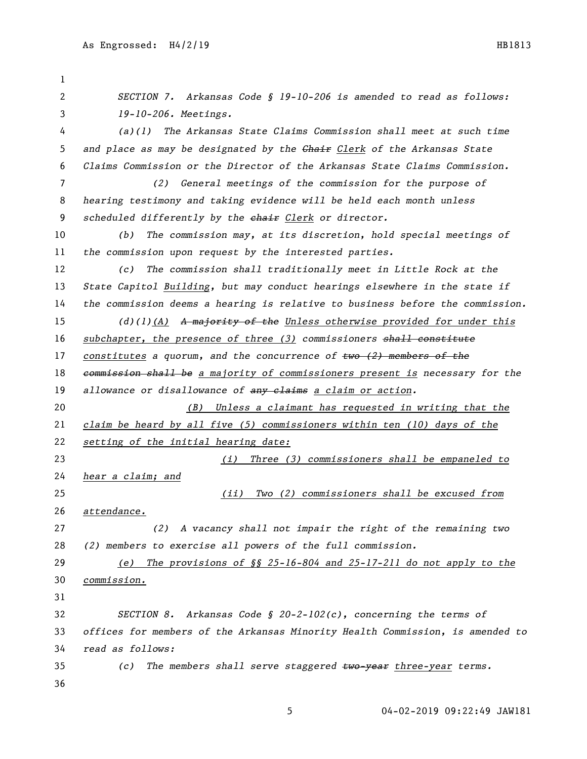SECTION 7. Arkansas Code § 19-10-206 is amended to read as follows:

19-10-206. Meetings.

(a)(1) The Arkansas State Claims Commission shall meet at such time and place as may be designated by the ~~Chair~~ Clerk of the Arkansas State Claims Commission or the Director of the Arkansas State Claims Commission.

(2) General meetings of the commission for the purpose of hearing testimony and taking evidence will be held each month unless scheduled differently by the ~~chair~~ Clerk or director.

(b) The commission may, at its discretion, hold special meetings of the commission upon request by the interested parties.

(c) The commission shall traditionally meet in Little Rock at the State Capitol Building, but may conduct hearings elsewhere in the state if the commission deems a hearing is relative to business before the commission.

(d)(1)(A) ~~A majority of the~~ Unless otherwise provided for under this subchapter, the presence of three (3) commissioners ~~shall constitute~~ constitutes a quorum, and the concurrence of ~~two (2) members of the commission shall be~~ a majority of commissioners present is necessary for the allowance or disallowance of ~~any claims~~ a claim or action.

(B) Unless a claimant has requested in writing that the claim be heard by all five (5) commissioners within ten (10) days of the setting of the initial hearing date:

(i) Three (3) commissioners shall be empaneled to hear a claim; and

(ii) Two (2) commissioners shall be excused from attendance.

(2) A vacancy shall not impair the right of the remaining two (2) members to exercise all powers of the full commission.

(e) The provisions of §§ 25-16-804 and 25-17-211 do not apply to the commission.

SECTION 8. Arkansas Code § 20-2-102(c), concerning the terms of offices for members of the Arkansas Minority Health Commission, is amended to read as follows:

(c) The members shall serve staggered ~~two-year~~ three-year terms.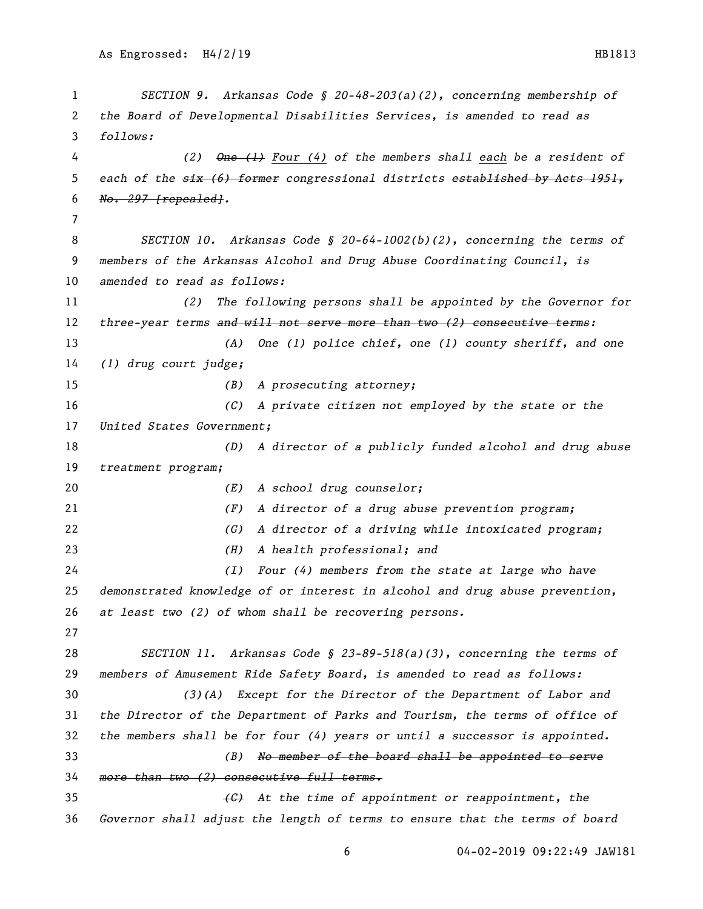*SECTION 9. Arkansas Code § 20-48-203(a)(2), concerning membership of the Board of Developmental Disabilities Services, is amended to read as follows:*

*(2) ~~One (1)~~ Four (4) of the members shall each be a resident of each of the ~~six (6) former~~ congressional districts ~~established by Acts 1951, No. 297 [repealed]~~.*

*SECTION 10. Arkansas Code § 20-64-1002(b)(2), concerning the terms of members of the Arkansas Alcohol and Drug Abuse Coordinating Council, is amended to read as follows:*

*(2) The following persons shall be appointed by the Governor for three-year terms ~~and will not serve more than two (2) consecutive terms~~:*

*(A) One (1) police chief, one (1) county sheriff, and one (1) drug court judge;*

*(B) A prosecuting attorney;*

*(C) A private citizen not employed by the state or the United States Government;*

*(D) A director of a publicly funded alcohol and drug abuse treatment program;*

*(E) A school drug counselor;*

*(F) A director of a drug abuse prevention program;*

*(G) A director of a driving while intoxicated program;*

*(H) A health professional; and*

*(I) Four (4) members from the state at large who have demonstrated knowledge of or interest in alcohol and drug abuse prevention, at least two (2) of whom shall be recovering persons.*

*SECTION 11. Arkansas Code § 23-89-518(a)(3), concerning the terms of members of Amusement Ride Safety Board, is amended to read as follows:*

*(3)(A) Except for the Director of the Department of Labor and the Director of the Department of Parks and Tourism, the terms of office of the members shall be for four (4) years or until a successor is appointed.*

*(B) ~~No member of the board shall be appointed to serve more than two (2) consecutive full terms.~~*

*~~(C)~~ At the time of appointment or reappointment, the Governor shall adjust the length of terms to ensure that the terms of board*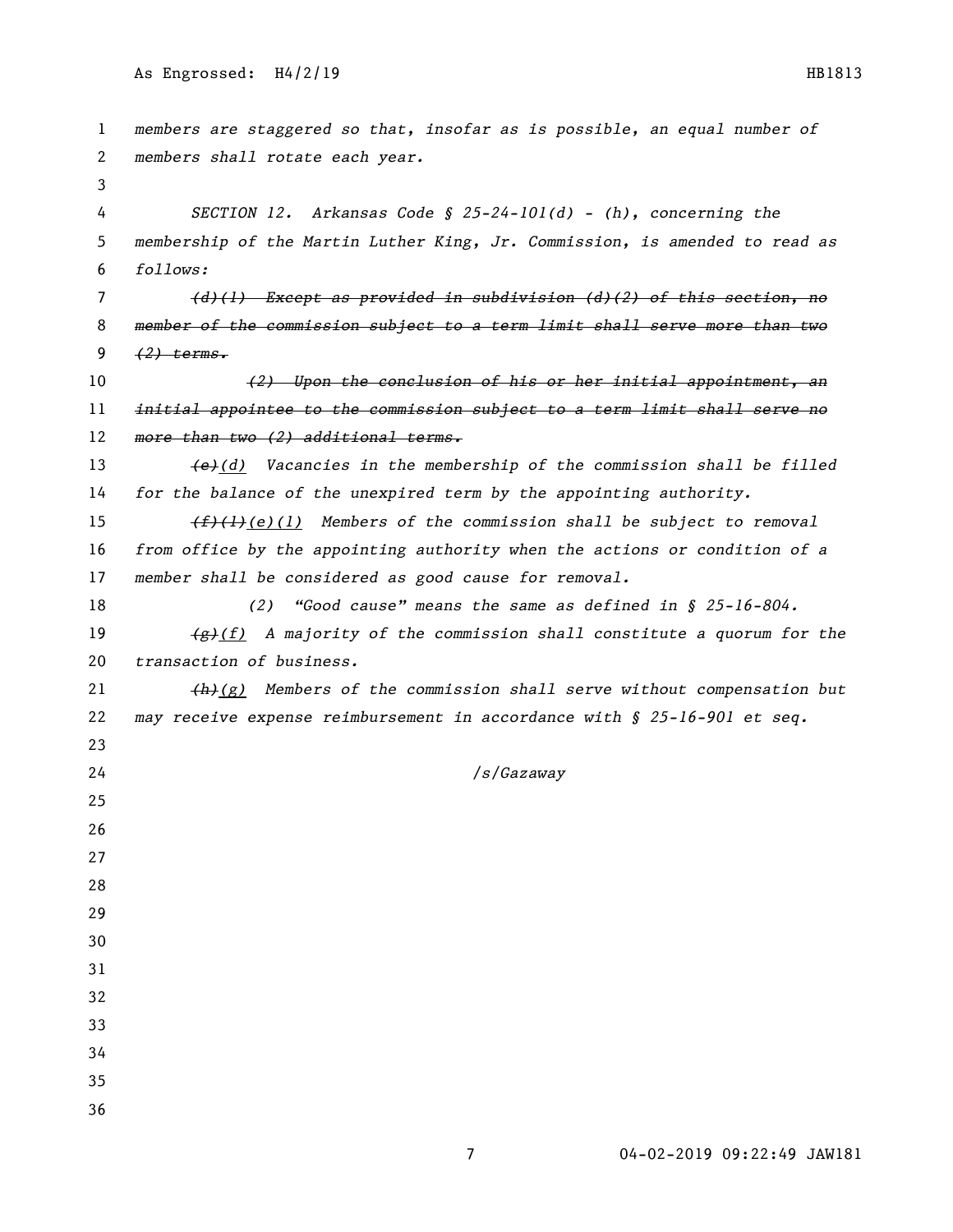*members are staggered so that, insofar as is possible, an equal number of members shall rotate each year.*

*SECTION 12. Arkansas Code § 25-24-101(d) - (h), concerning the membership of the Martin Luther King, Jr. Commission, is amended to read as follows:*

~~*(d)(1) Except as provided in subdivision (d)(2) of this section, no member of the commission subject to a term limit shall serve more than two (2) terms.*~~

~~*(2) Upon the conclusion of his or her initial appointment, an initial appointee to the commission subject to a term limit shall serve no more than two (2) additional terms.*~~

~~*(e)*~~*(d) Vacancies in the membership of the commission shall be filled for the balance of the unexpired term by the appointing authority.*

~~*(f)(1)*~~*(e)(1) Members of the commission shall be subject to removal from office by the appointing authority when the actions or condition of a member shall be considered as good cause for removal.*

*(2) "Good cause" means the same as defined in § 25-16-804.*

~~*(g)*~~*(f) A majority of the commission shall constitute a quorum for the transaction of business.*

~~*(h)*~~*(g) Members of the commission shall serve without compensation but may receive expense reimbursement in accordance with § 25-16-901 et seq.*

*/s/Gazaway*